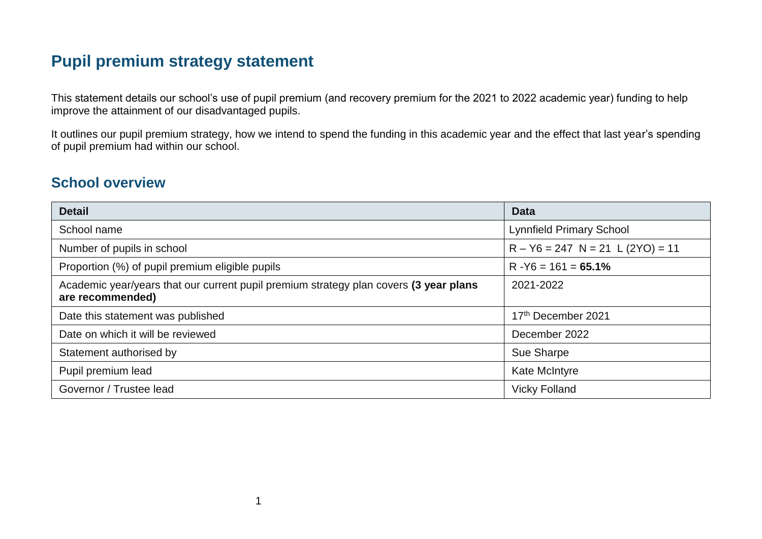# Pupil premium strategy statement

This statement details our school's use of pupil premium (and recovery premium for the 2021 to 2022 academic year) funding to help improve the attainment of our disadvantaged pupils.

It outlines our pupil premium strategy, how we intend to spend the funding in this academic year and the effect that last year's spending of pupil premium had within our school.

## School overview

| Detail | Data |
|---|---|
| School name | Lynnfield Primary School |
| Number of pupils in school | R – Y6 = 247  N = 21  L (2YO) = 11 |
| Proportion (%) of pupil premium eligible pupils | R -Y6 = 161 = **65.1%** |
| Academic year/years that our current pupil premium strategy plan covers **(3 year plans are recommended)** | 2021-2022 |
| Date this statement was published | 17th December 2021 |
| Date on which it will be reviewed | December 2022 |
| Statement authorised by | Sue Sharpe |
| Pupil premium lead | Kate McIntyre |
| Governor / Trustee lead | Vicky Folland |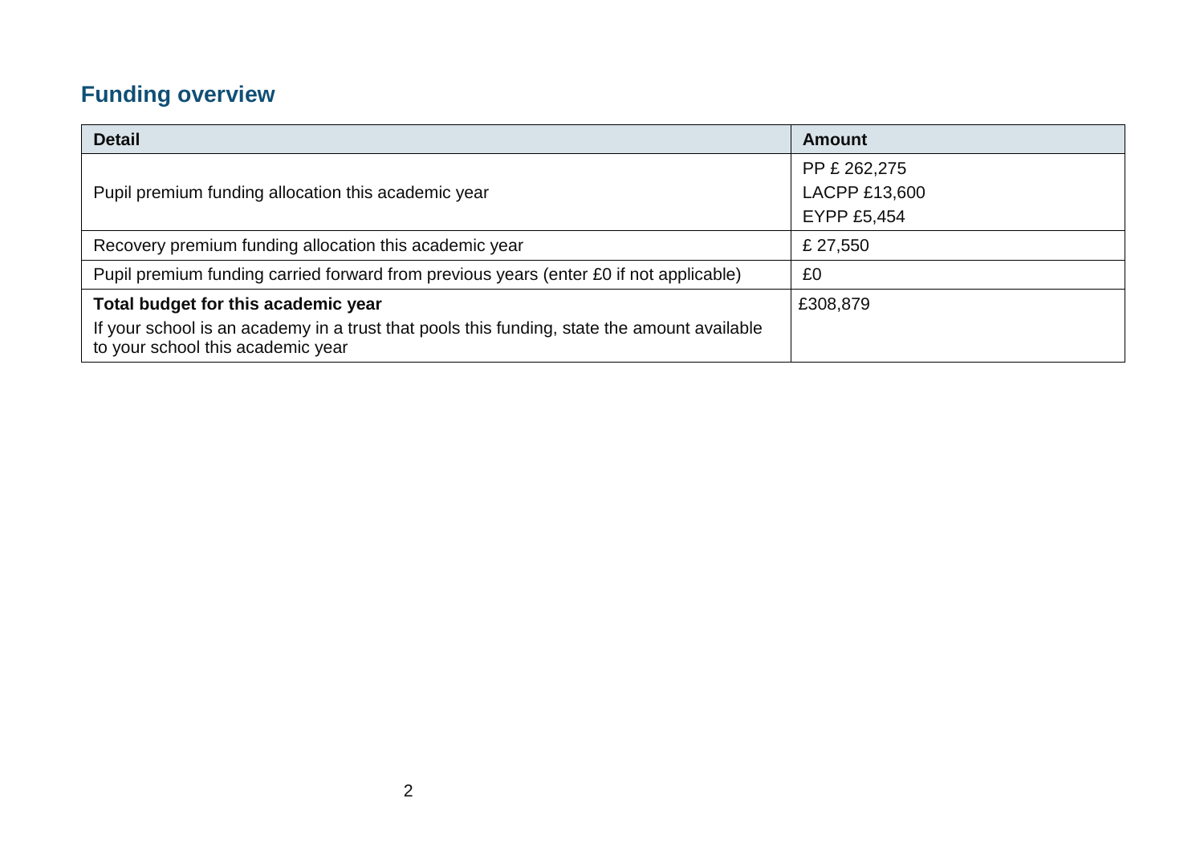## Funding overview

| Detail | Amount |
|---|---|
| Pupil premium funding allocation this academic year | PP £ 262,275<br>LACPP £13,600<br>EYPP £5,454 |
| Recovery premium funding allocation this academic year | £ 27,550 |
| Pupil premium funding carried forward from previous years (enter £0 if not applicable) | £0 |
| **Total budget for this academic year**<br>If your school is an academy in a trust that pools this funding, state the amount available to your school this academic year | £308,879 |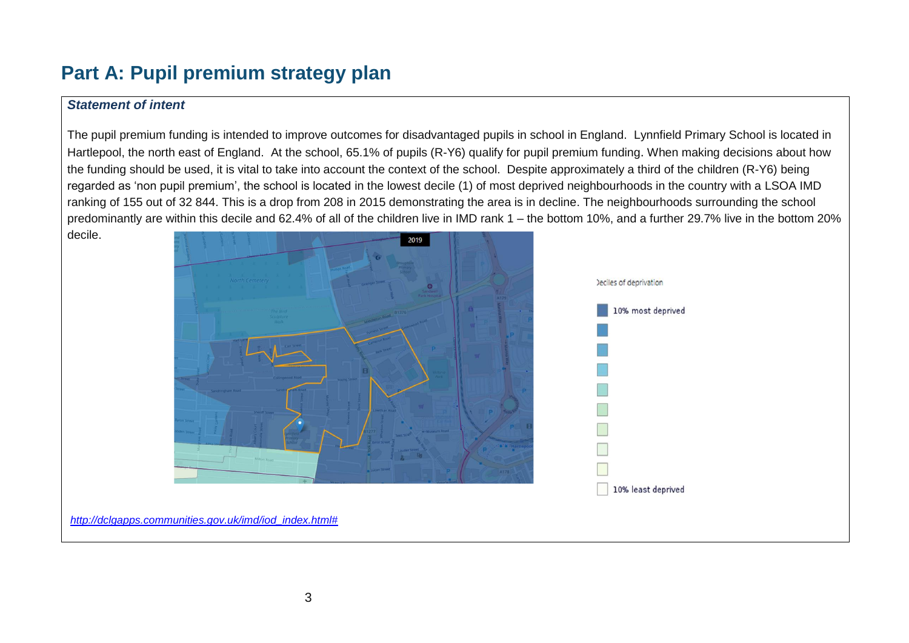# Part A: Pupil premium strategy plan

***Statement of intent***

The pupil premium funding is intended to improve outcomes for disadvantaged pupils in school in England. Lynnfield Primary School is located in Hartlepool, the north east of England. At the school, 65.1% of pupils (R-Y6) qualify for pupil premium funding. When making decisions about how the funding should be used, it is vital to take into account the context of the school. Despite approximately a third of the children (R-Y6) being regarded as 'non pupil premium', the school is located in the lowest decile (1) of most deprived neighbourhoods in the country with a LSOA IMD ranking of 155 out of 32 844. This is a drop from 208 in 2015 demonstrating the area is in decline. The neighbourhoods surrounding the school predominantly are within this decile and 62.4% of all of the children live in IMD rank 1 – the bottom 10%, and a further 29.7% live in the bottom 20% decile.

Deciles of deprivation

10% most deprived

10% least deprived

[http://dclgapps.communities.gov.uk/imd/iod_index.html#](http://dclgapps.communities.gov.uk/imd/iod_index.html#)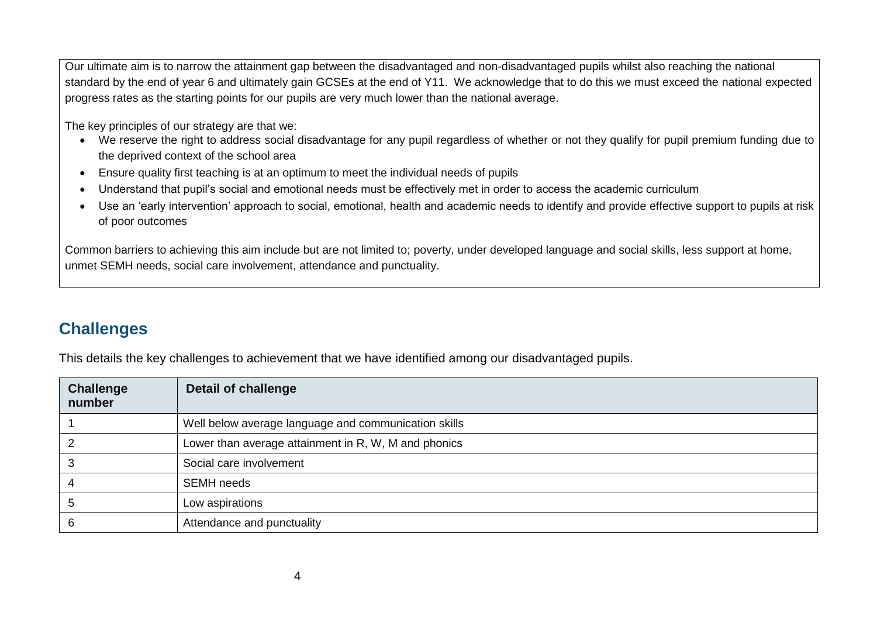Our ultimate aim is to narrow the attainment gap between the disadvantaged and non-disadvantaged pupils whilst also reaching the national standard by the end of year 6 and ultimately gain GCSEs at the end of Y11. We acknowledge that to do this we must exceed the national expected progress rates as the starting points for our pupils are very much lower than the national average.

The key principles of our strategy are that we:

- We reserve the right to address social disadvantage for any pupil regardless of whether or not they qualify for pupil premium funding due to the deprived context of the school area
- Ensure quality first teaching is at an optimum to meet the individual needs of pupils
- Understand that pupil's social and emotional needs must be effectively met in order to access the academic curriculum
- Use an 'early intervention' approach to social, emotional, health and academic needs to identify and provide effective support to pupils at risk of poor outcomes

Common barriers to achieving this aim include but are not limited to; poverty, under developed language and social skills, less support at home, unmet SEMH needs, social care involvement, attendance and punctuality.

## Challenges

This details the key challenges to achievement that we have identified among our disadvantaged pupils.

| Challenge number | Detail of challenge |
|---|---|
| 1 | Well below average language and communication skills |
| 2 | Lower than average attainment in R, W, M and phonics |
| 3 | Social care involvement |
| 4 | SEMH needs |
| 5 | Low aspirations |
| 6 | Attendance and punctuality |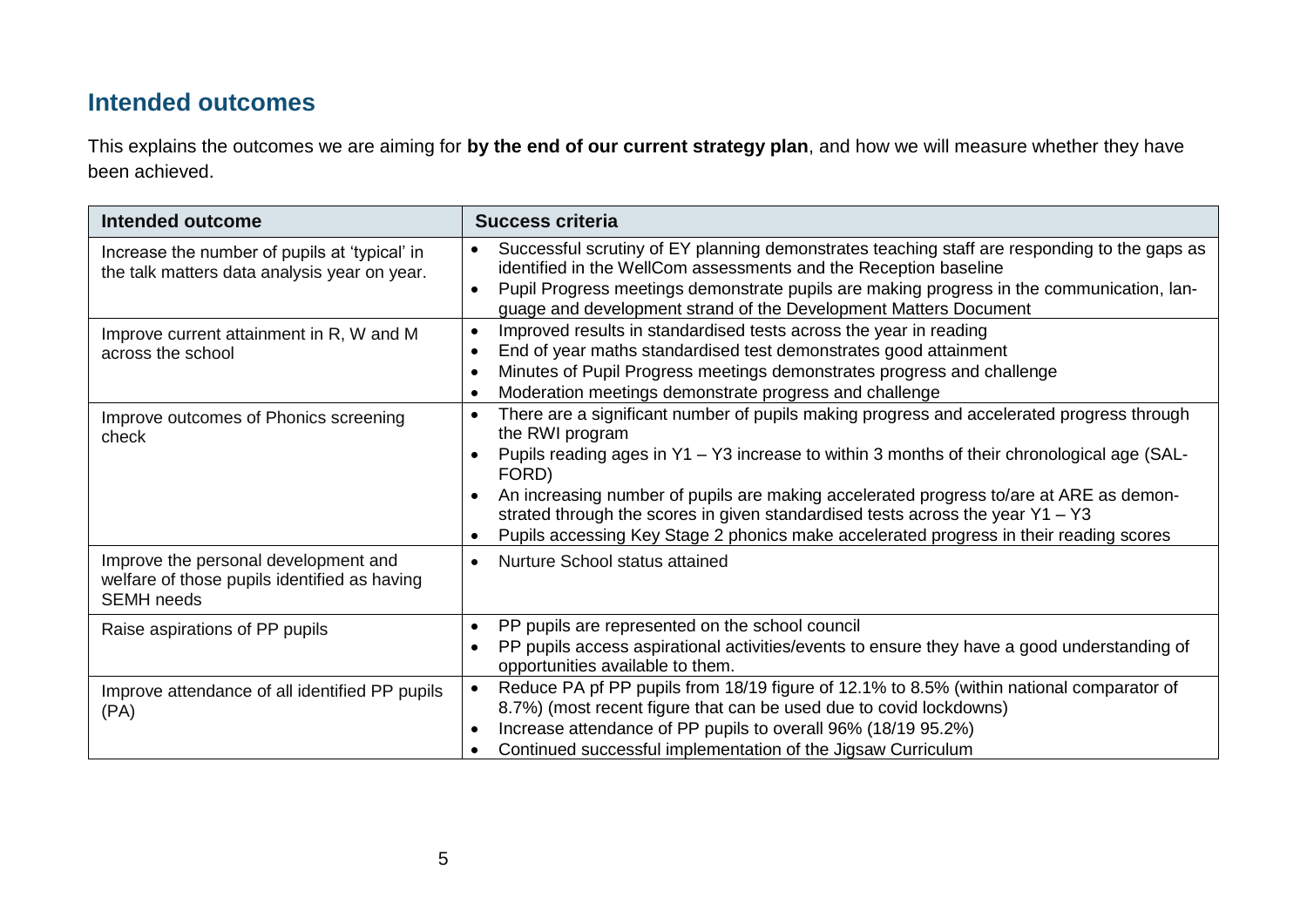## Intended outcomes

This explains the outcomes we are aiming for **by the end of our current strategy plan**, and how we will measure whether they have been achieved.

| Intended outcome | Success criteria |
| --- | --- |
| Increase the number of pupils at 'typical' in the talk matters data analysis year on year. | • Successful scrutiny of EY planning demonstrates teaching staff are responding to the gaps as identified in the WellCom assessments and the Reception baseline<br>• Pupil Progress meetings demonstrate pupils are making progress in the communication, language and development strand of the Development Matters Document |
| Improve current attainment in R, W and M across the school | • Improved results in standardised tests across the year in reading<br>• End of year maths standardised test demonstrates good attainment<br>• Minutes of Pupil Progress meetings demonstrates progress and challenge<br>• Moderation meetings demonstrate progress and challenge |
| Improve outcomes of Phonics screening check | • There are a significant number of pupils making progress and accelerated progress through the RWI program<br>• Pupils reading ages in Y1 – Y3 increase to within 3 months of their chronological age (SALFORD)<br>• An increasing number of pupils are making accelerated progress to/are at ARE as demonstrated through the scores in given standardised tests across the year Y1 – Y3<br>• Pupils accessing Key Stage 2 phonics make accelerated progress in their reading scores |
| Improve the personal development and welfare of those pupils identified as having SEMH needs | • Nurture School status attained |
| Raise aspirations of PP pupils | • PP pupils are represented on the school council<br>• PP pupils access aspirational activities/events to ensure they have a good understanding of opportunities available to them. |
| Improve attendance of all identified PP pupils (PA) | • Reduce PA pf PP pupils from 18/19 figure of 12.1% to 8.5% (within national comparator of 8.7%) (most recent figure that can be used due to covid lockdowns)<br>• Increase attendance of PP pupils to overall 96% (18/19 95.2%)<br>• Continued successful implementation of the Jigsaw Curriculum |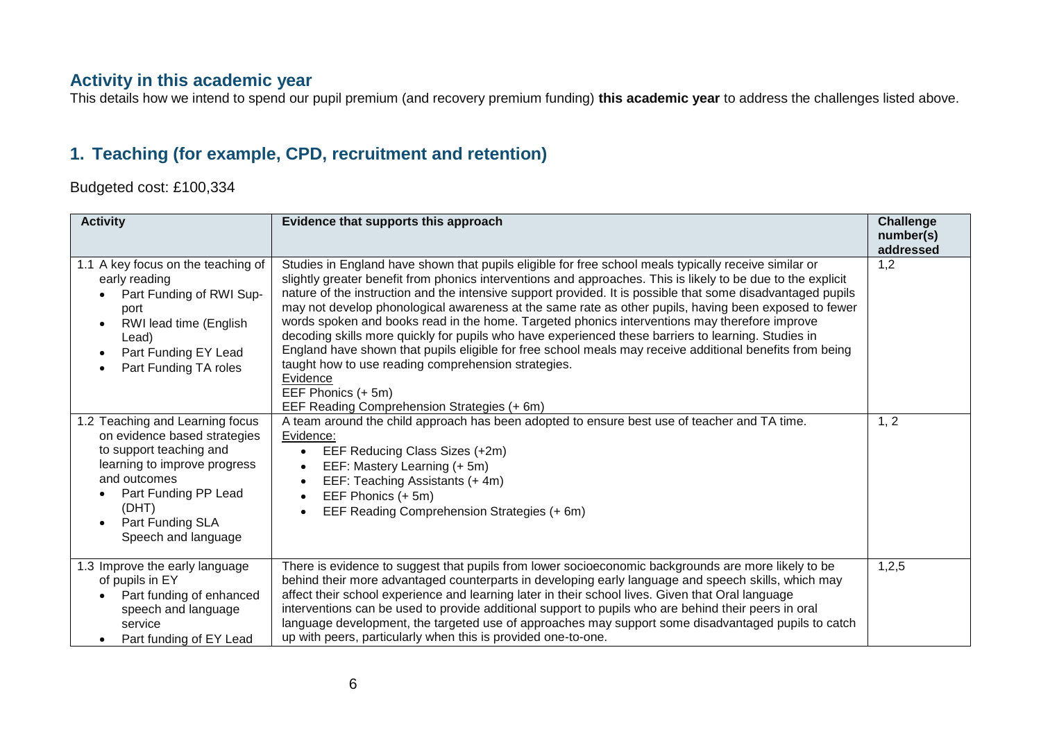## Activity in this academic year

This details how we intend to spend our pupil premium (and recovery premium funding) **this academic year** to address the challenges listed above.

## 1. Teaching (for example, CPD, recruitment and retention)

Budgeted cost: £100,334

| Activity | Evidence that supports this approach | Challenge number(s) addressed |
|---|---|---|
| 1.1 A key focus on the teaching of early reading<br>• Part Funding of RWI Support<br>• RWI lead time (English Lead)<br>• Part Funding EY Lead<br>• Part Funding TA roles | Studies in England have shown that pupils eligible for free school meals typically receive similar or slightly greater benefit from phonics interventions and approaches. This is likely to be due to the explicit nature of the instruction and the intensive support provided. It is possible that some disadvantaged pupils may not develop phonological awareness at the same rate as other pupils, having been exposed to fewer words spoken and books read in the home. Targeted phonics interventions may therefore improve decoding skills more quickly for pupils who have experienced these barriers to learning. Studies in England have shown that pupils eligible for free school meals may receive additional benefits from being taught how to use reading comprehension strategies.<br>Evidence<br>EEF Phonics (+ 5m)<br>EEF Reading Comprehension Strategies (+ 6m) | 1,2 |
| 1.2 Teaching and Learning focus on evidence based strategies to support teaching and learning to improve progress and outcomes<br>• Part Funding PP Lead (DHT)<br>• Part Funding SLA Speech and language | A team around the child approach has been adopted to ensure best use of teacher and TA time.<br>Evidence:<br>• EEF Reducing Class Sizes (+2m)<br>• EEF: Mastery Learning (+ 5m)<br>• EEF: Teaching Assistants (+ 4m)<br>• EEF Phonics (+ 5m)<br>• EEF Reading Comprehension Strategies (+ 6m) | 1, 2 |
| 1.3 Improve the early language of pupils in EY<br>• Part funding of enhanced speech and language service<br>• Part funding of EY Lead | There is evidence to suggest that pupils from lower socioeconomic backgrounds are more likely to be behind their more advantaged counterparts in developing early language and speech skills, which may affect their school experience and learning later in their school lives. Given that Oral language interventions can be used to provide additional support to pupils who are behind their peers in oral language development, the targeted use of approaches may support some disadvantaged pupils to catch up with peers, particularly when this is provided one-to-one. | 1,2,5 |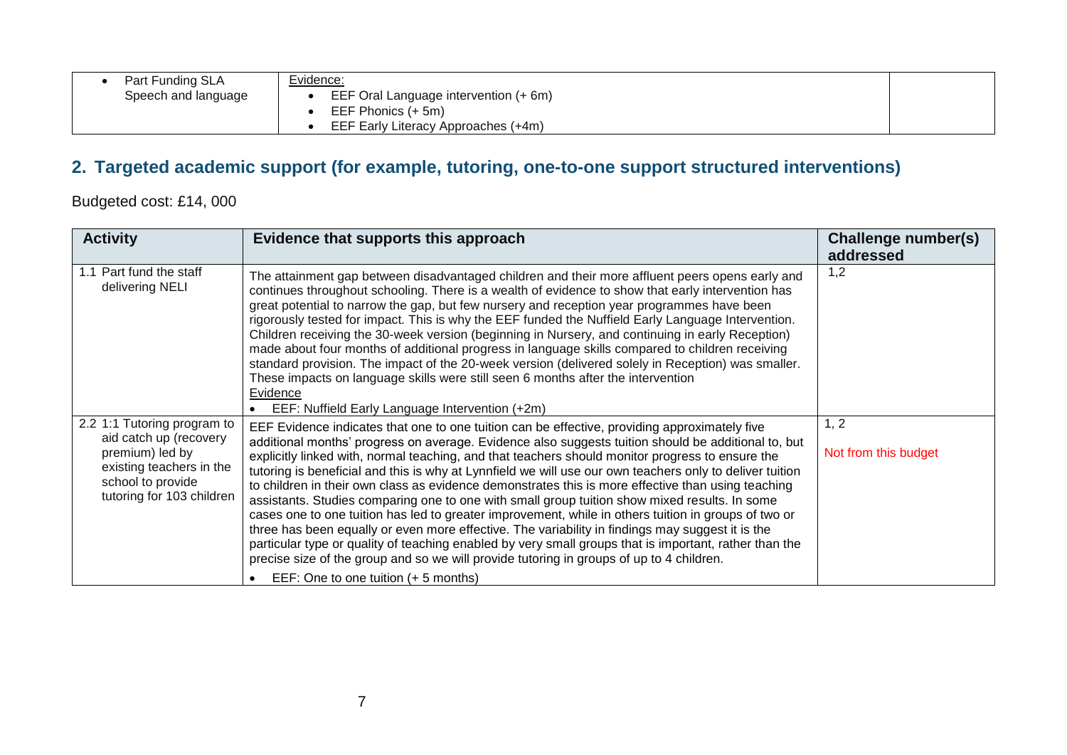| | | |
|---|---|---|
| • Part Funding SLA Speech and language | Evidence:<br>• EEF Oral Language intervention (+ 6m)<br>• EEF Phonics (+ 5m)<br>• EEF Early Literacy Approaches (+4m) | |

## 2. Targeted academic support (for example, tutoring, one-to-one support structured interventions)

Budgeted cost: £14, 000

| Activity | Evidence that supports this approach | Challenge number(s) addressed |
|---|---|---|
| 1.1 Part fund the staff delivering NELI | The attainment gap between disadvantaged children and their more affluent peers opens early and continues throughout schooling. There is a wealth of evidence to show that early intervention has great potential to narrow the gap, but few nursery and reception year programmes have been rigorously tested for impact. This is why the EEF funded the Nuffield Early Language Intervention. Children receiving the 30-week version (beginning in Nursery, and continuing in early Reception) made about four months of additional progress in language skills compared to children receiving standard provision. The impact of the 20-week version (delivered solely in Reception) was smaller. These impacts on language skills were still seen 6 months after the intervention<br>Evidence<br>• EEF: Nuffield Early Language Intervention (+2m) | 1,2 |
| 2.2 1:1 Tutoring program to aid catch up (recovery premium) led by existing teachers in the school to provide tutoring for 103 children | EEF Evidence indicates that one to one tuition can be effective, providing approximately five additional months' progress on average. Evidence also suggests tuition should be additional to, but explicitly linked with, normal teaching, and that teachers should monitor progress to ensure the tutoring is beneficial and this is why at Lynnfield we will use our own teachers only to deliver tuition to children in their own class as evidence demonstrates this is more effective than using teaching assistants. Studies comparing one to one with small group tuition show mixed results. In some cases one to one tuition has led to greater improvement, while in others tuition in groups of two or three has been equally or even more effective. The variability in findings may suggest it is the particular type or quality of teaching enabled by very small groups that is important, rather than the precise size of the group and so we will provide tutoring in groups of up to 4 children.<br>• EEF: One to one tuition (+ 5 months) | 1, 2<br><br>Not from this budget |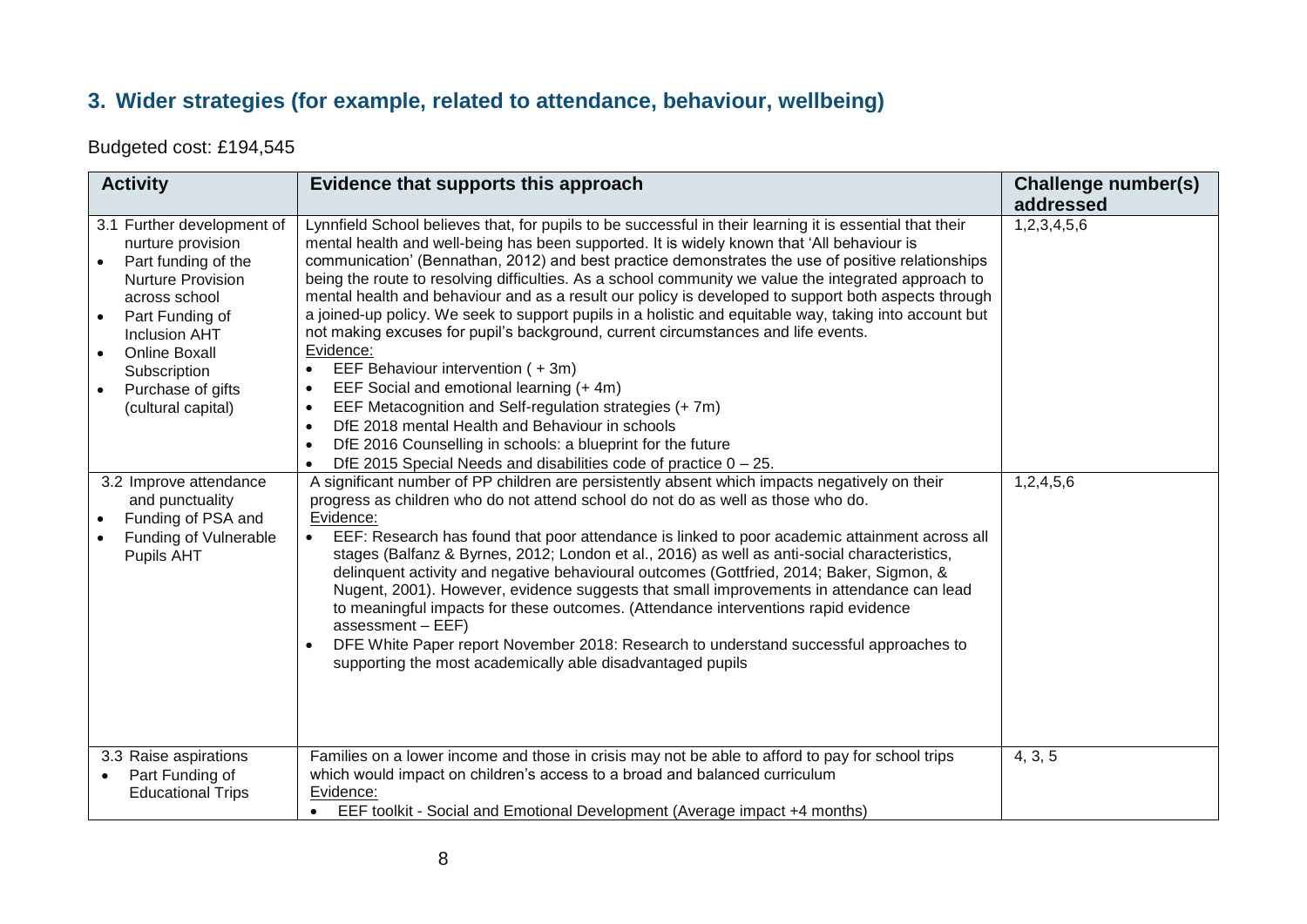## 3. Wider strategies (for example, related to attendance, behaviour, wellbeing)

Budgeted cost: £194,545

| Activity | Evidence that supports this approach | Challenge number(s) addressed |
| --- | --- | --- |
| 3.1 Further development of nurture provision<br>• Part funding of the Nurture Provision across school<br>• Part Funding of Inclusion AHT<br>• Online Boxall Subscription<br>• Purchase of gifts (cultural capital) | Lynnfield School believes that, for pupils to be successful in their learning it is essential that their mental health and well-being has been supported. It is widely known that 'All behaviour is communication' (Bennathan, 2012) and best practice demonstrates the use of positive relationships being the route to resolving difficulties. As a school community we value the integrated approach to mental health and behaviour and as a result our policy is developed to support both aspects through a joined-up policy. We seek to support pupils in a holistic and equitable way, taking into account but not making excuses for pupil's background, current circumstances and life events.<br>Evidence:<br>• EEF Behaviour intervention ( + 3m)<br>• EEF Social and emotional learning (+ 4m)<br>• EEF Metacognition and Self-regulation strategies (+ 7m)<br>• DfE 2018 mental Health and Behaviour in schools<br>• DfE 2016 Counselling in schools: a blueprint for the future<br>• DfE 2015 Special Needs and disabilities code of practice 0 – 25. | 1,2,3,4,5,6 |
| 3.2 Improve attendance and punctuality<br>• Funding of PSA and<br>• Funding of Vulnerable Pupils AHT | A significant number of PP children are persistently absent which impacts negatively on their progress as children who do not attend school do not do as well as those who do.<br>Evidence:<br>• EEF: Research has found that poor attendance is linked to poor academic attainment across all stages (Balfanz & Byrnes, 2012; London et al., 2016) as well as anti-social characteristics, delinquent activity and negative behavioural outcomes (Gottfried, 2014; Baker, Sigmon, & Nugent, 2001). However, evidence suggests that small improvements in attendance can lead to meaningful impacts for these outcomes. (Attendance interventions rapid evidence assessment – EEF)<br>• DFE White Paper report November 2018: Research to understand successful approaches to supporting the most academically able disadvantaged pupils | 1,2,4,5,6 |
| 3.3 Raise aspirations<br>• Part Funding of Educational Trips | Families on a lower income and those in crisis may not be able to afford to pay for school trips which would impact on children's access to a broad and balanced curriculum<br>Evidence:<br>• EEF toolkit - Social and Emotional Development (Average impact +4 months) | 4, 3, 5 |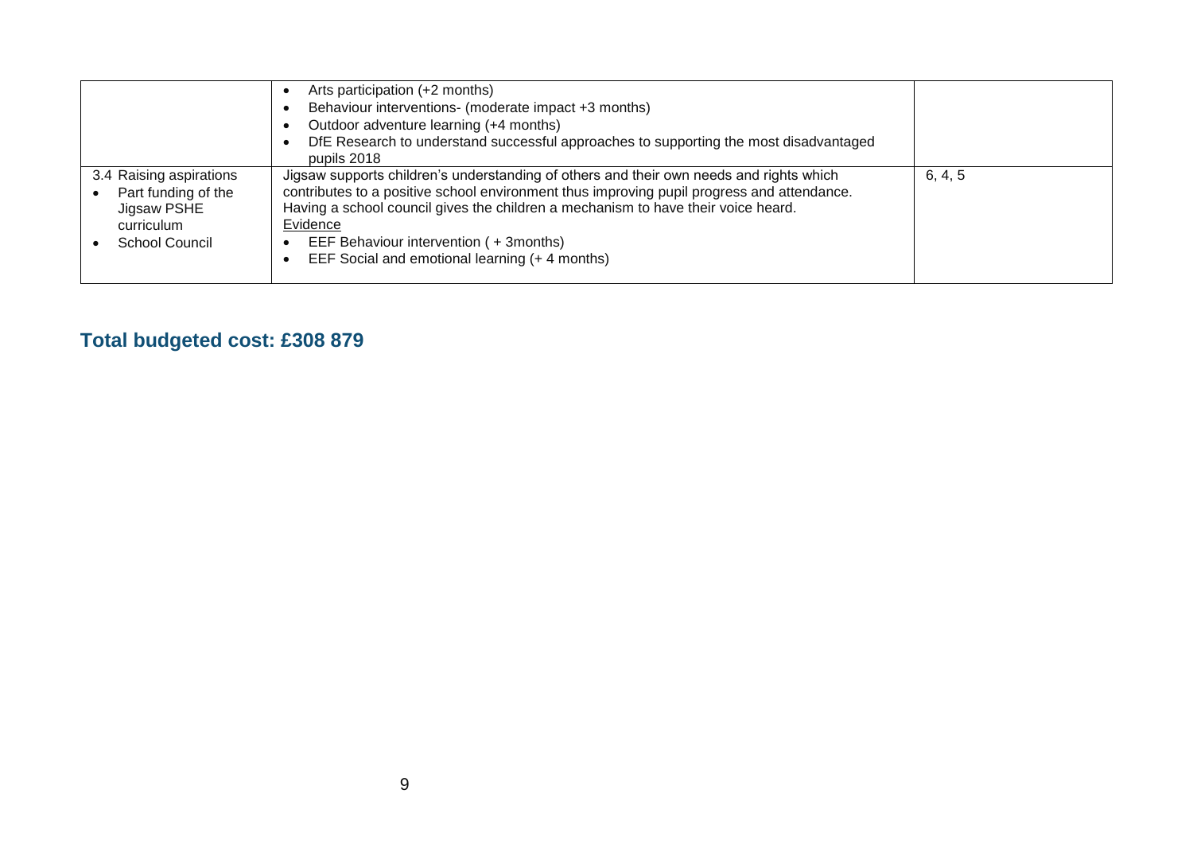| | | |
|---|---|---|
| | • Arts participation (+2 months)<br>• Behaviour interventions- (moderate impact +3 months)<br>• Outdoor adventure learning (+4 months)<br>• DfE Research to understand successful approaches to supporting the most disadvantaged pupils 2018 | |
| 3.4 Raising aspirations<br>• Part funding of the Jigsaw PSHE curriculum<br>• School Council | Jigsaw supports children's understanding of others and their own needs and rights which contributes to a positive school environment thus improving pupil progress and attendance.<br>Having a school council gives the children a mechanism to have their voice heard.<br>Evidence<br>• EEF Behaviour intervention ( + 3months)<br>• EEF Social and emotional learning (+ 4 months) | 6, 4, 5 |

## Total budgeted cost: £308 879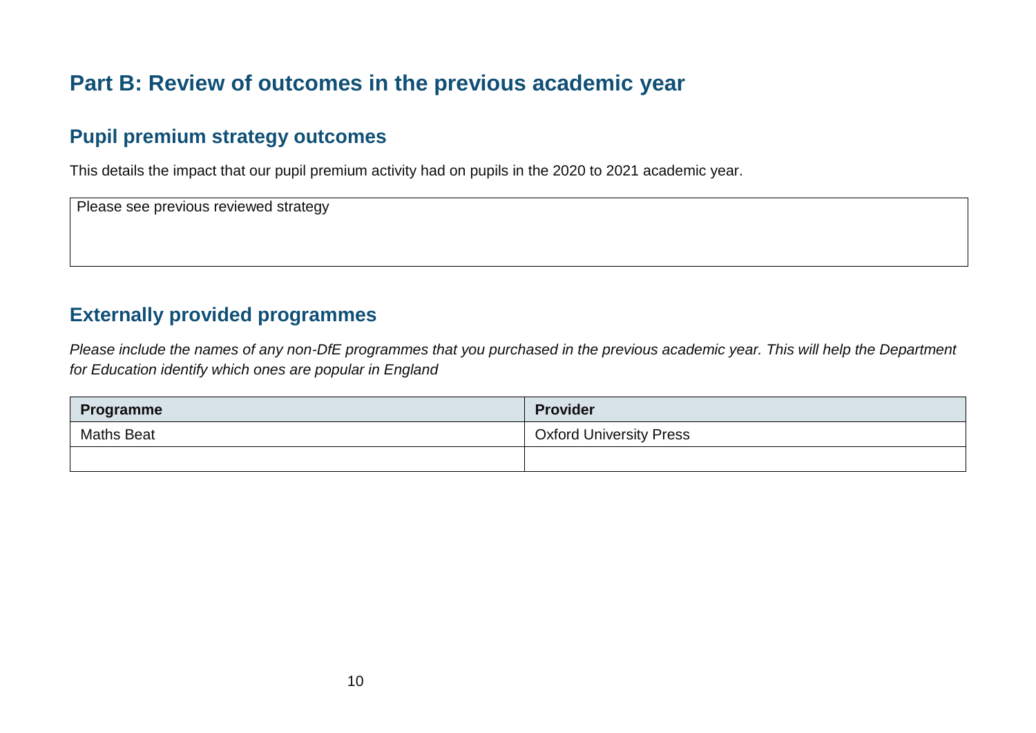# Part B: Review of outcomes in the previous academic year

## Pupil premium strategy outcomes

This details the impact that our pupil premium activity had on pupils in the 2020 to 2021 academic year.

| |
|---|
| Please see previous reviewed strategy |

## Externally provided programmes

*Please include the names of any non-DfE programmes that you purchased in the previous academic year. This will help the Department for Education identify which ones are popular in England*

| Programme | Provider |
|---|---|
| Maths Beat | Oxford University Press |
| | |